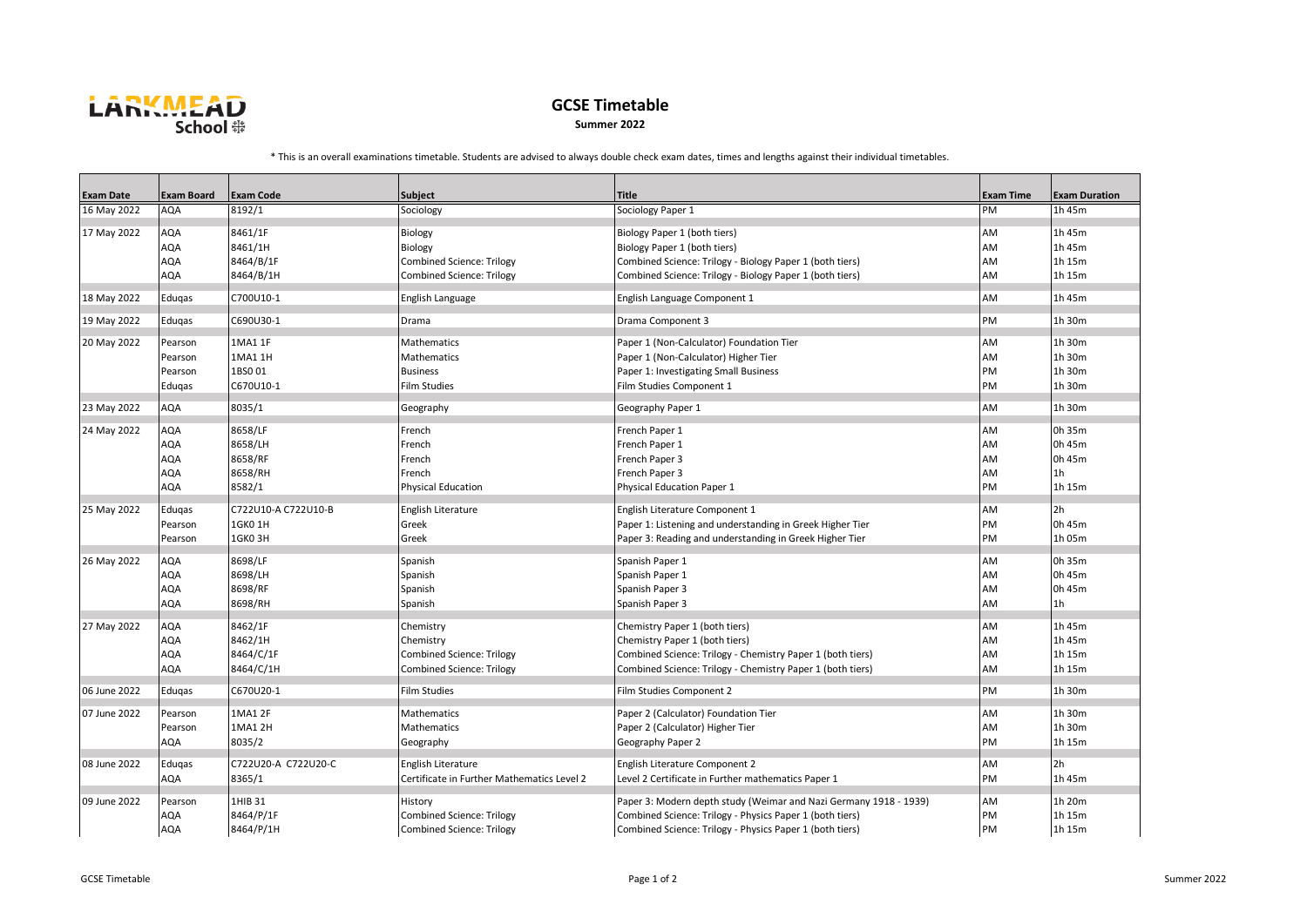# GCSE Timetable

**Summer 2022**

* This is an overall examinations timetable. Students are advised to always double check exam dates, times and lengths against their individual timetables.

| Exam Date | Exam Board | Exam Code | Subject | Title | Exam Time | Exam Duration |
|---|---|---|---|---|---|---|
| 16 May 2022 | AQA | 8192/1 | Sociology | Sociology Paper 1 | PM | 1h 45m |
| 17 May 2022 | AQA | 8461/1F | Biology | Biology Paper 1 (both tiers) | AM | 1h 45m |
| | AQA | 8461/1H | Biology | Biology Paper 1 (both tiers) | AM | 1h 45m |
| | AQA | 8464/B/1F | Combined Science: Trilogy | Combined Science: Trilogy - Biology Paper 1 (both tiers) | AM | 1h 15m |
| | AQA | 8464/B/1H | Combined Science: Trilogy | Combined Science: Trilogy - Biology Paper 1 (both tiers) | AM | 1h 15m |
| 18 May 2022 | Eduqas | C700U10-1 | English Language | English Language Component 1 | AM | 1h 45m |
| 19 May 2022 | Eduqas | C690U30-1 | Drama | Drama Component 3 | PM | 1h 30m |
| 20 May 2022 | Pearson | 1MA1 1F | Mathematics | Paper 1 (Non-Calculator) Foundation Tier | AM | 1h 30m |
| | Pearson | 1MA1 1H | Mathematics | Paper 1 (Non-Calculator) Higher Tier | AM | 1h 30m |
| | Pearson | 1BS0 01 | Business | Paper 1: Investigating Small Business | PM | 1h 30m |
| | Eduqas | C670U10-1 | Film Studies | Film Studies Component 1 | PM | 1h 30m |
| 23 May 2022 | AQA | 8035/1 | Geography | Geography Paper 1 | AM | 1h 30m |
| 24 May 2022 | AQA | 8658/LF | French | French Paper 1 | AM | 0h 35m |
| | AQA | 8658/LH | French | French Paper 1 | AM | 0h 45m |
| | AQA | 8658/RF | French | French Paper 3 | AM | 0h 45m |
| | AQA | 8658/RH | French | French Paper 3 | AM | 1h |
| | AQA | 8582/1 | Physical Education | Physical Education Paper 1 | PM | 1h 15m |
| 25 May 2022 | Eduqas | C722U10-A C722U10-B | English Literature | English Literature Component 1 | AM | 2h |
| | Pearson | 1GK0 1H | Greek | Paper 1: Listening and understanding in Greek Higher Tier | PM | 0h 45m |
| | Pearson | 1GK0 3H | Greek | Paper 3: Reading and understanding in Greek Higher Tier | PM | 1h 05m |
| 26 May 2022 | AQA | 8698/LF | Spanish | Spanish Paper 1 | AM | 0h 35m |
| | AQA | 8698/LH | Spanish | Spanish Paper 1 | AM | 0h 45m |
| | AQA | 8698/RF | Spanish | Spanish Paper 3 | AM | 0h 45m |
| | AQA | 8698/RH | Spanish | Spanish Paper 3 | AM | 1h |
| 27 May 2022 | AQA | 8462/1F | Chemistry | Chemistry Paper 1 (both tiers) | AM | 1h 45m |
| | AQA | 8462/1H | Chemistry | Chemistry Paper 1 (both tiers) | AM | 1h 45m |
| | AQA | 8464/C/1F | Combined Science: Trilogy | Combined Science: Trilogy - Chemistry Paper 1 (both tiers) | AM | 1h 15m |
| | AQA | 8464/C/1H | Combined Science: Trilogy | Combined Science: Trilogy - Chemistry Paper 1 (both tiers) | AM | 1h 15m |
| 06 June 2022 | Eduqas | C670U20-1 | Film Studies | Film Studies Component 2 | PM | 1h 30m |
| 07 June 2022 | Pearson | 1MA1 2F | Mathematics | Paper 2 (Calculator) Foundation Tier | AM | 1h 30m |
| | Pearson | 1MA1 2H | Mathematics | Paper 2 (Calculator) Higher Tier | AM | 1h 30m |
| | AQA | 8035/2 | Geography | Geography Paper 2 | PM | 1h 15m |
| 08 June 2022 | Eduqas | C722U20-A C722U20-C | English Literature | English Literature Component 2 | AM | 2h |
| | AQA | 8365/1 | Certificate in Further Mathematics Level 2 | Level 2 Certificate in Further mathematics Paper 1 | PM | 1h 45m |
| 09 June 2022 | Pearson | 1HIB 31 | History | Paper 3: Modern depth study (Weimar and Nazi Germany 1918 - 1939) | AM | 1h 20m |
| | AQA | 8464/P/1F | Combined Science: Trilogy | Combined Science: Trilogy - Physics Paper 1 (both tiers) | PM | 1h 15m |
| | AQA | 8464/P/1H | Combined Science: Trilogy | Combined Science: Trilogy - Physics Paper 1 (both tiers) | PM | 1h 15m |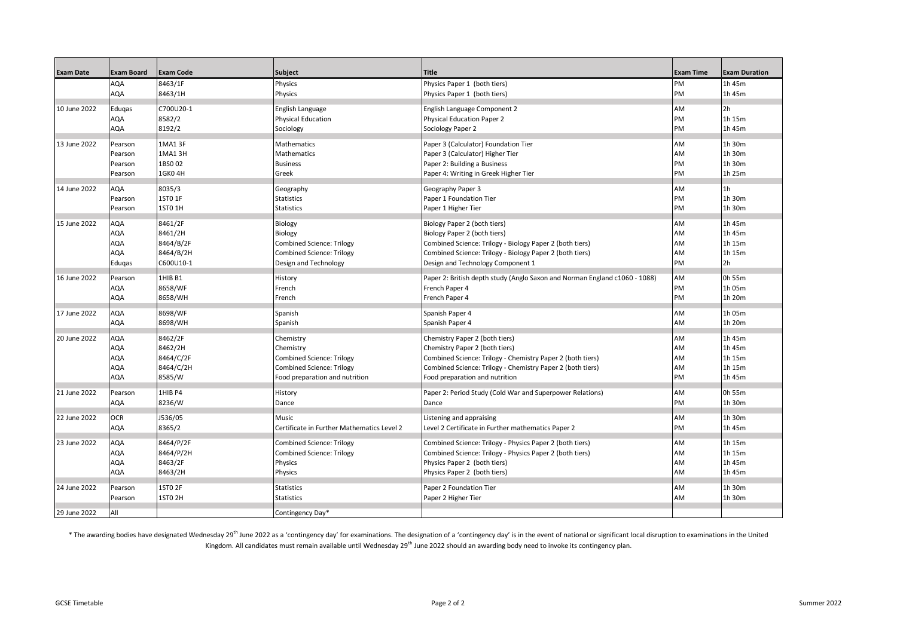| Exam Date | Exam Board | Exam Code | Subject | Title | Exam Time | Exam Duration |
|---|---|---|---|---|---|---|
| | AQA | 8463/1F | Physics | Physics Paper 1 (both tiers) | PM | 1h 45m |
| | AQA | 8463/1H | Physics | Physics Paper 1 (both tiers) | PM | 1h 45m |
| 10 June 2022 | Eduqas | C700U20-1 | English Language | English Language Component 2 | AM | 2h |
| | AQA | 8582/2 | Physical Education | Physical Education Paper 2 | PM | 1h 15m |
| | AQA | 8192/2 | Sociology | Sociology Paper 2 | PM | 1h 45m |
| 13 June 2022 | Pearson | 1MA1 3F | Mathematics | Paper 3 (Calculator) Foundation Tier | AM | 1h 30m |
| | Pearson | 1MA1 3H | Mathematics | Paper 3 (Calculator) Higher Tier | AM | 1h 30m |
| | Pearson | 1BS0 02 | Business | Paper 2: Building a Business | PM | 1h 30m |
| | Pearson | 1GK0 4H | Greek | Paper 4: Writing in Greek Higher Tier | PM | 1h 25m |
| 14 June 2022 | AQA | 8035/3 | Geography | Geography Paper 3 | AM | 1h |
| | Pearson | 1ST0 1F | Statistics | Paper 1 Foundation Tier | PM | 1h 30m |
| | Pearson | 1ST0 1H | Statistics | Paper 1 Higher Tier | PM | 1h 30m |
| 15 June 2022 | AQA | 8461/2F | Biology | Biology Paper 2 (both tiers) | AM | 1h 45m |
| | AQA | 8461/2H | Biology | Biology Paper 2 (both tiers) | AM | 1h 45m |
| | AQA | 8464/B/2F | Combined Science: Trilogy | Combined Science: Trilogy - Biology Paper 2 (both tiers) | AM | 1h 15m |
| | AQA | 8464/B/2H | Combined Science: Trilogy | Combined Science: Trilogy - Biology Paper 2 (both tiers) | AM | 1h 15m |
| | Eduqas | C600U10-1 | Design and Technology | Design and Technology Component 1 | PM | 2h |
| 16 June 2022 | Pearson | 1HIB B1 | History | Paper 2: British depth study (Anglo Saxon and Norman England c1060 - 1088) | AM | 0h 55m |
| | AQA | 8658/WF | French | French Paper 4 | PM | 1h 05m |
| | AQA | 8658/WH | French | French Paper 4 | PM | 1h 20m |
| 17 June 2022 | AQA | 8698/WF | Spanish | Spanish Paper 4 | AM | 1h 05m |
| | AQA | 8698/WH | Spanish | Spanish Paper 4 | AM | 1h 20m |
| 20 June 2022 | AQA | 8462/2F | Chemistry | Chemistry Paper 2 (both tiers) | AM | 1h 45m |
| | AQA | 8462/2H | Chemistry | Chemistry Paper 2 (both tiers) | AM | 1h 45m |
| | AQA | 8464/C/2F | Combined Science: Trilogy | Combined Science: Trilogy - Chemistry Paper 2 (both tiers) | AM | 1h 15m |
| | AQA | 8464/C/2H | Combined Science: Trilogy | Combined Science: Trilogy - Chemistry Paper 2 (both tiers) | AM | 1h 15m |
| | AQA | 8585/W | Food preparation and nutrition | Food preparation and nutrition | PM | 1h 45m |
| 21 June 2022 | Pearson | 1HIB P4 | History | Paper 2: Period Study (Cold War and Superpower Relations) | AM | 0h 55m |
| | AQA | 8236/W | Dance | Dance | PM | 1h 30m |
| 22 June 2022 | OCR | J536/05 | Music | Listening and appraising | AM | 1h 30m |
| | AQA | 8365/2 | Certificate in Further Mathematics Level 2 | Level 2 Certificate in Further mathematics Paper 2 | PM | 1h 45m |
| 23 June 2022 | AQA | 8464/P/2F | Combined Science: Trilogy | Combined Science: Trilogy - Physics Paper 2 (both tiers) | AM | 1h 15m |
| | AQA | 8464/P/2H | Combined Science: Trilogy | Combined Science: Trilogy - Physics Paper 2 (both tiers) | AM | 1h 15m |
| | AQA | 8463/2F | Physics | Physics Paper 2 (both tiers) | AM | 1h 45m |
| | AQA | 8463/2H | Physics | Physics Paper 2 (both tiers) | AM | 1h 45m |
| 24 June 2022 | Pearson | 1ST0 2F | Statistics | Paper 2 Foundation Tier | AM | 1h 30m |
| | Pearson | 1ST0 2H | Statistics | Paper 2 Higher Tier | AM | 1h 30m |
| 29 June 2022 | All | | Contingency Day* | | | |

* The awarding bodies have designated Wednesday 29th June 2022 as a 'contingency day' for examinations. The designation of a 'contingency day' is in the event of national or significant local disruption to examinations in the United Kingdom. All candidates must remain available until Wednesday 29th June 2022 should an awarding body need to invoke its contingency plan.